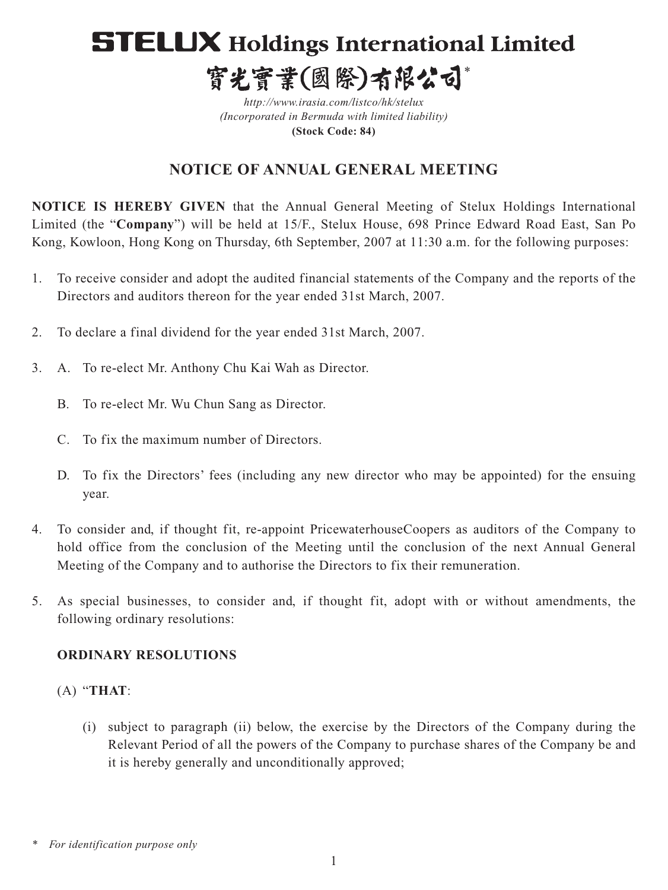# STELUX Holdings International Limited

# 寶光實業(國際)有限公司*

*http://www.irasia.com/listco/hk/stelux*
*(Incorporated in Bermuda with limited liability)*
**(Stock Code: 84)**

## NOTICE OF ANNUAL GENERAL MEETING

**NOTICE IS HEREBY GIVEN** that the Annual General Meeting of Stelux Holdings International Limited (the "**Company**") will be held at 15/F., Stelux House, 698 Prince Edward Road East, San Po Kong, Kowloon, Hong Kong on Thursday, 6th September, 2007 at 11:30 a.m. for the following purposes:

1. To receive consider and adopt the audited financial statements of the Company and the reports of the Directors and auditors thereon for the year ended 31st March, 2007.

2. To declare a final dividend for the year ended 31st March, 2007.

3. A. To re-elect Mr. Anthony Chu Kai Wah as Director.

   B. To re-elect Mr. Wu Chun Sang as Director.

   C. To fix the maximum number of Directors.

   D. To fix the Directors' fees (including any new director who may be appointed) for the ensuing year.

4. To consider and, if thought fit, re-appoint PricewaterhouseCoopers as auditors of the Company to hold office from the conclusion of the Meeting until the conclusion of the next Annual General Meeting of the Company and to authorise the Directors to fix their remuneration.

5. As special businesses, to consider and, if thought fit, adopt with or without amendments, the following ordinary resolutions:

   **ORDINARY RESOLUTIONS**

   (A) "**THAT**:

   (i) subject to paragraph (ii) below, the exercise by the Directors of the Company during the Relevant Period of all the powers of the Company to purchase shares of the Company be and it is hereby generally and unconditionally approved;

\* *For identification purpose only*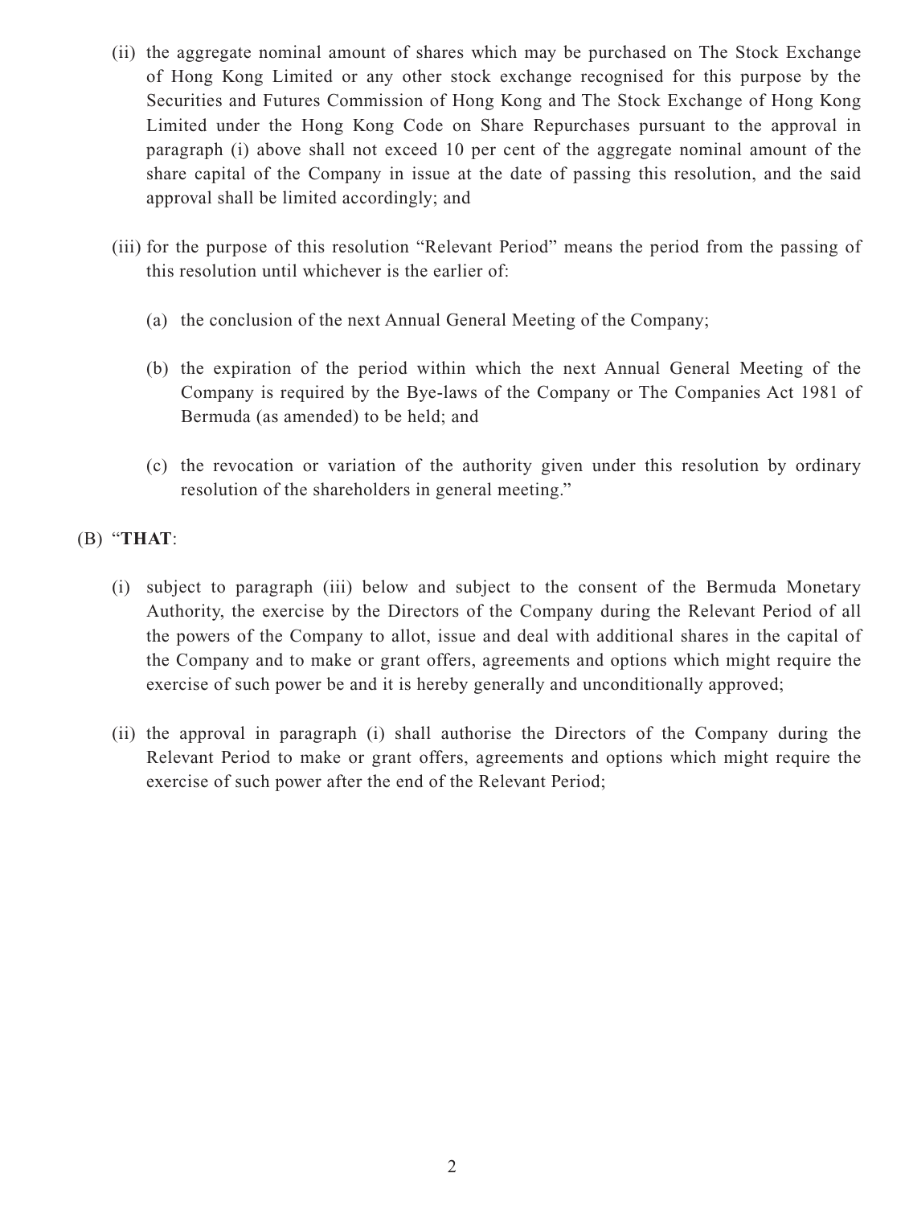(ii) the aggregate nominal amount of shares which may be purchased on The Stock Exchange of Hong Kong Limited or any other stock exchange recognised for this purpose by the Securities and Futures Commission of Hong Kong and The Stock Exchange of Hong Kong Limited under the Hong Kong Code on Share Repurchases pursuant to the approval in paragraph (i) above shall not exceed 10 per cent of the aggregate nominal amount of the share capital of the Company in issue at the date of passing this resolution, and the said approval shall be limited accordingly; and

(iii) for the purpose of this resolution "Relevant Period" means the period from the passing of this resolution until whichever is the earlier of:

(a) the conclusion of the next Annual General Meeting of the Company;

(b) the expiration of the period within which the next Annual General Meeting of the Company is required by the Bye-laws of the Company or The Companies Act 1981 of Bermuda (as amended) to be held; and

(c) the revocation or variation of the authority given under this resolution by ordinary resolution of the shareholders in general meeting."

(B) "**THAT**:

(i) subject to paragraph (iii) below and subject to the consent of the Bermuda Monetary Authority, the exercise by the Directors of the Company during the Relevant Period of all the powers of the Company to allot, issue and deal with additional shares in the capital of the Company and to make or grant offers, agreements and options which might require the exercise of such power be and it is hereby generally and unconditionally approved;

(ii) the approval in paragraph (i) shall authorise the Directors of the Company during the Relevant Period to make or grant offers, agreements and options which might require the exercise of such power after the end of the Relevant Period;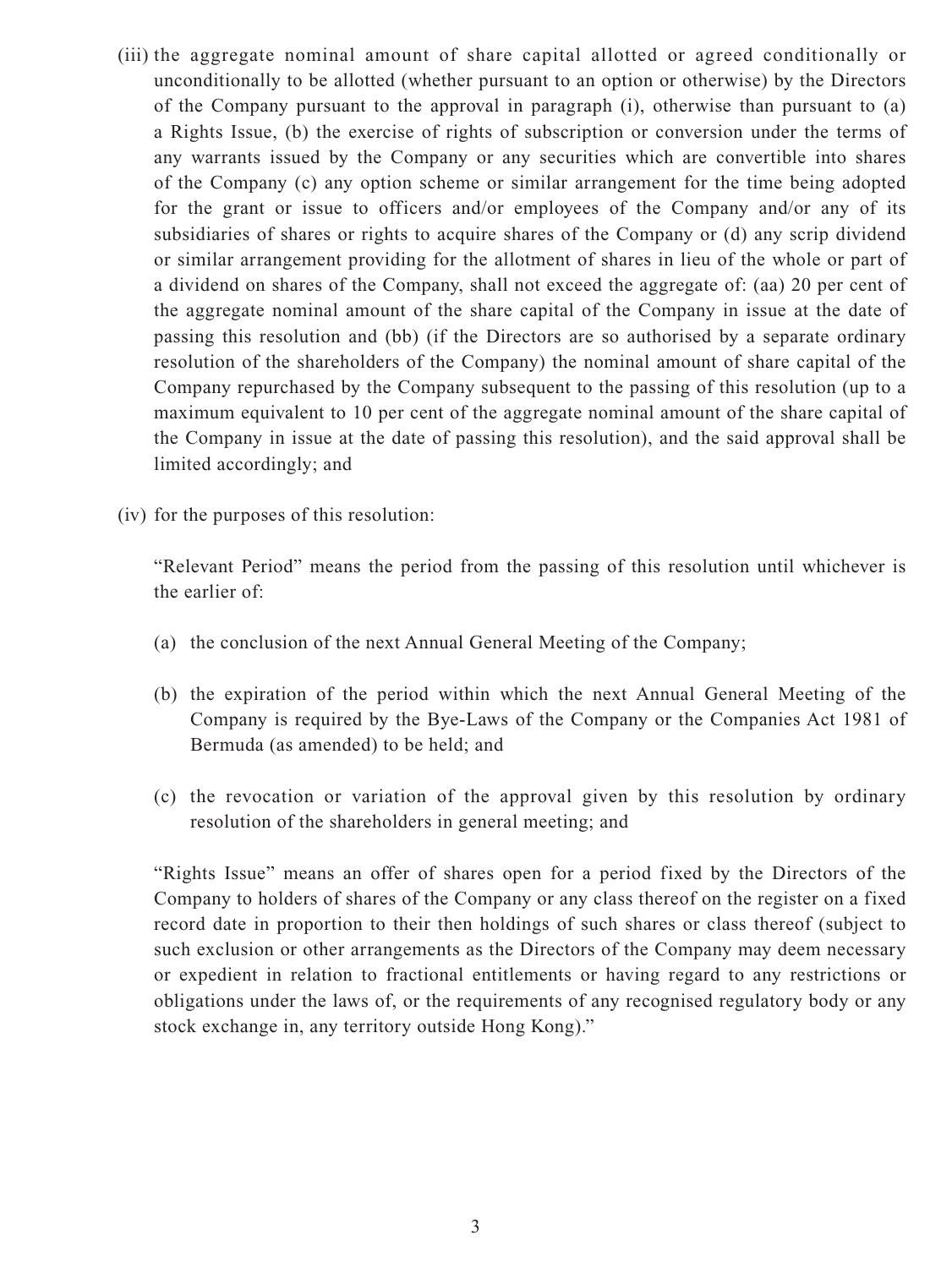(iii) the aggregate nominal amount of share capital allotted or agreed conditionally or unconditionally to be allotted (whether pursuant to an option or otherwise) by the Directors of the Company pursuant to the approval in paragraph (i), otherwise than pursuant to (a) a Rights Issue, (b) the exercise of rights of subscription or conversion under the terms of any warrants issued by the Company or any securities which are convertible into shares of the Company (c) any option scheme or similar arrangement for the time being adopted for the grant or issue to officers and/or employees of the Company and/or any of its subsidiaries of shares or rights to acquire shares of the Company or (d) any scrip dividend or similar arrangement providing for the allotment of shares in lieu of the whole or part of a dividend on shares of the Company, shall not exceed the aggregate of: (aa) 20 per cent of the aggregate nominal amount of the share capital of the Company in issue at the date of passing this resolution and (bb) (if the Directors are so authorised by a separate ordinary resolution of the shareholders of the Company) the nominal amount of share capital of the Company repurchased by the Company subsequent to the passing of this resolution (up to a maximum equivalent to 10 per cent of the aggregate nominal amount of the share capital of the Company in issue at the date of passing this resolution), and the said approval shall be limited accordingly; and

(iv) for the purposes of this resolution:

"Relevant Period" means the period from the passing of this resolution until whichever is the earlier of:

(a) the conclusion of the next Annual General Meeting of the Company;

(b) the expiration of the period within which the next Annual General Meeting of the Company is required by the Bye-Laws of the Company or the Companies Act 1981 of Bermuda (as amended) to be held; and

(c) the revocation or variation of the approval given by this resolution by ordinary resolution of the shareholders in general meeting; and

"Rights Issue" means an offer of shares open for a period fixed by the Directors of the Company to holders of shares of the Company or any class thereof on the register on a fixed record date in proportion to their then holdings of such shares or class thereof (subject to such exclusion or other arrangements as the Directors of the Company may deem necessary or expedient in relation to fractional entitlements or having regard to any restrictions or obligations under the laws of, or the requirements of any recognised regulatory body or any stock exchange in, any territory outside Hong Kong)."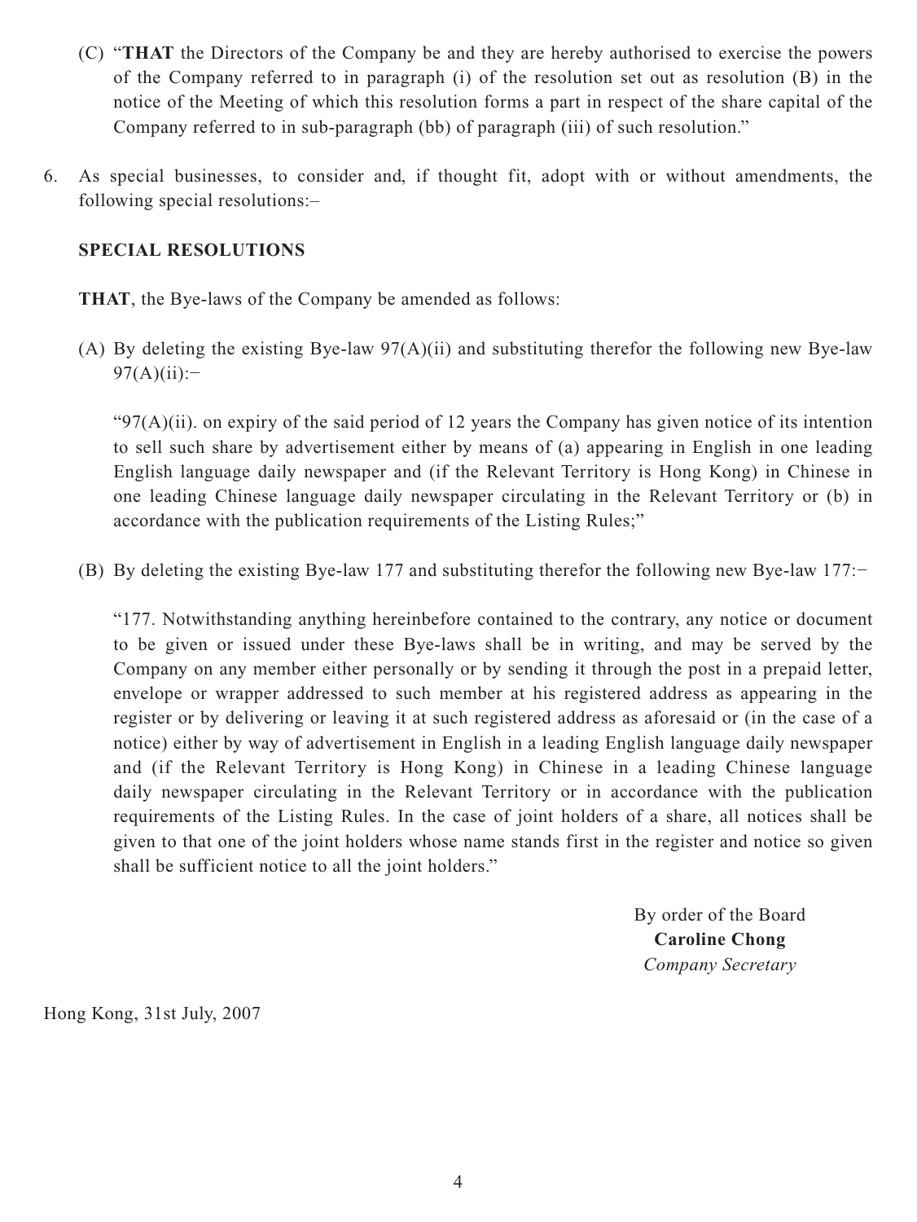(C) "**THAT** the Directors of the Company be and they are hereby authorised to exercise the powers of the Company referred to in paragraph (i) of the resolution set out as resolution (B) in the notice of the Meeting of which this resolution forms a part in respect of the share capital of the Company referred to in sub-paragraph (bb) of paragraph (iii) of such resolution."

6. As special businesses, to consider and, if thought fit, adopt with or without amendments, the following special resolutions:–

**SPECIAL RESOLUTIONS**

**THAT**, the Bye-laws of the Company be amended as follows:

(A) By deleting the existing Bye-law 97(A)(ii) and substituting therefor the following new Bye-law 97(A)(ii):−

"97(A)(ii). on expiry of the said period of 12 years the Company has given notice of its intention to sell such share by advertisement either by means of (a) appearing in English in one leading English language daily newspaper and (if the Relevant Territory is Hong Kong) in Chinese in one leading Chinese language daily newspaper circulating in the Relevant Territory or (b) in accordance with the publication requirements of the Listing Rules;"

(B) By deleting the existing Bye-law 177 and substituting therefor the following new Bye-law 177:−

"177. Notwithstanding anything hereinbefore contained to the contrary, any notice or document to be given or issued under these Bye-laws shall be in writing, and may be served by the Company on any member either personally or by sending it through the post in a prepaid letter, envelope or wrapper addressed to such member at his registered address as appearing in the register or by delivering or leaving it at such registered address as aforesaid or (in the case of a notice) either by way of advertisement in English in a leading English language daily newspaper and (if the Relevant Territory is Hong Kong) in Chinese in a leading Chinese language daily newspaper circulating in the Relevant Territory or in accordance with the publication requirements of the Listing Rules. In the case of joint holders of a share, all notices shall be given to that one of the joint holders whose name stands first in the register and notice so given shall be sufficient notice to all the joint holders."

By order of the Board
**Caroline Chong**
*Company Secretary*

Hong Kong, 31st July, 2007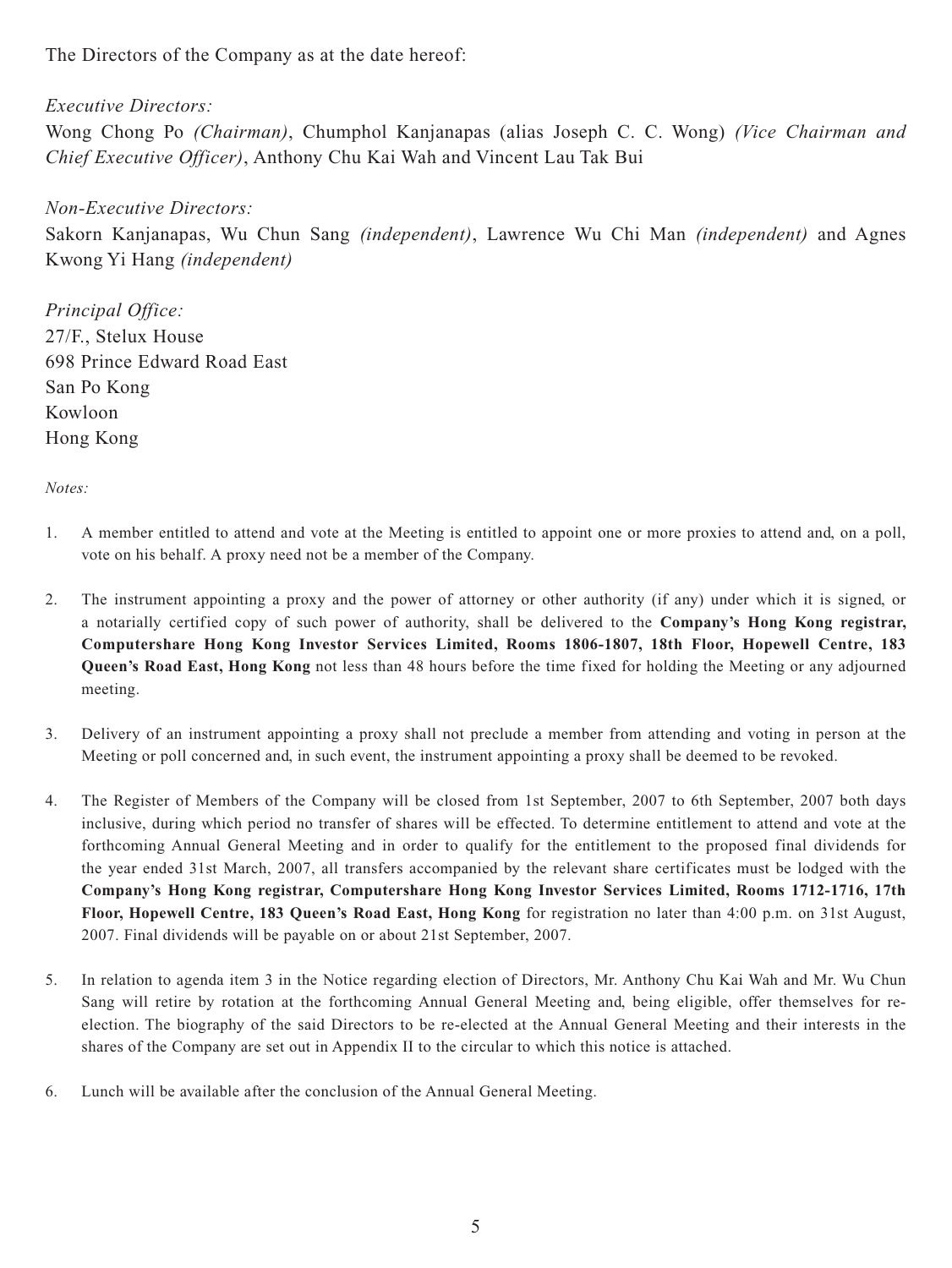The Directors of the Company as at the date hereof:

*Executive Directors:*
Wong Chong Po *(Chairman)*, Chumphol Kanjanapas (alias Joseph C. C. Wong) *(Vice Chairman and Chief Executive Officer)*, Anthony Chu Kai Wah and Vincent Lau Tak Bui

*Non-Executive Directors:*
Sakorn Kanjanapas, Wu Chun Sang *(independent)*, Lawrence Wu Chi Man *(independent)* and Agnes Kwong Yi Hang *(independent)*

*Principal Office:*
27/F., Stelux House
698 Prince Edward Road East
San Po Kong
Kowloon
Hong Kong

*Notes:*

1. A member entitled to attend and vote at the Meeting is entitled to appoint one or more proxies to attend and, on a poll, vote on his behalf. A proxy need not be a member of the Company.

2. The instrument appointing a proxy and the power of attorney or other authority (if any) under which it is signed, or a notarially certified copy of such power of authority, shall be delivered to the **Company's Hong Kong registrar, Computershare Hong Kong Investor Services Limited, Rooms 1806-1807, 18th Floor, Hopewell Centre, 183 Queen's Road East, Hong Kong** not less than 48 hours before the time fixed for holding the Meeting or any adjourned meeting.

3. Delivery of an instrument appointing a proxy shall not preclude a member from attending and voting in person at the Meeting or poll concerned and, in such event, the instrument appointing a proxy shall be deemed to be revoked.

4. The Register of Members of the Company will be closed from 1st September, 2007 to 6th September, 2007 both days inclusive, during which period no transfer of shares will be effected. To determine entitlement to attend and vote at the forthcoming Annual General Meeting and in order to qualify for the entitlement to the proposed final dividends for the year ended 31st March, 2007, all transfers accompanied by the relevant share certificates must be lodged with the **Company's Hong Kong registrar, Computershare Hong Kong Investor Services Limited, Rooms 1712-1716, 17th Floor, Hopewell Centre, 183 Queen's Road East, Hong Kong** for registration no later than 4:00 p.m. on 31st August, 2007. Final dividends will be payable on or about 21st September, 2007.

5. In relation to agenda item 3 in the Notice regarding election of Directors, Mr. Anthony Chu Kai Wah and Mr. Wu Chun Sang will retire by rotation at the forthcoming Annual General Meeting and, being eligible, offer themselves for re-election. The biography of the said Directors to be re-elected at the Annual General Meeting and their interests in the shares of the Company are set out in Appendix II to the circular to which this notice is attached.

6. Lunch will be available after the conclusion of the Annual General Meeting.